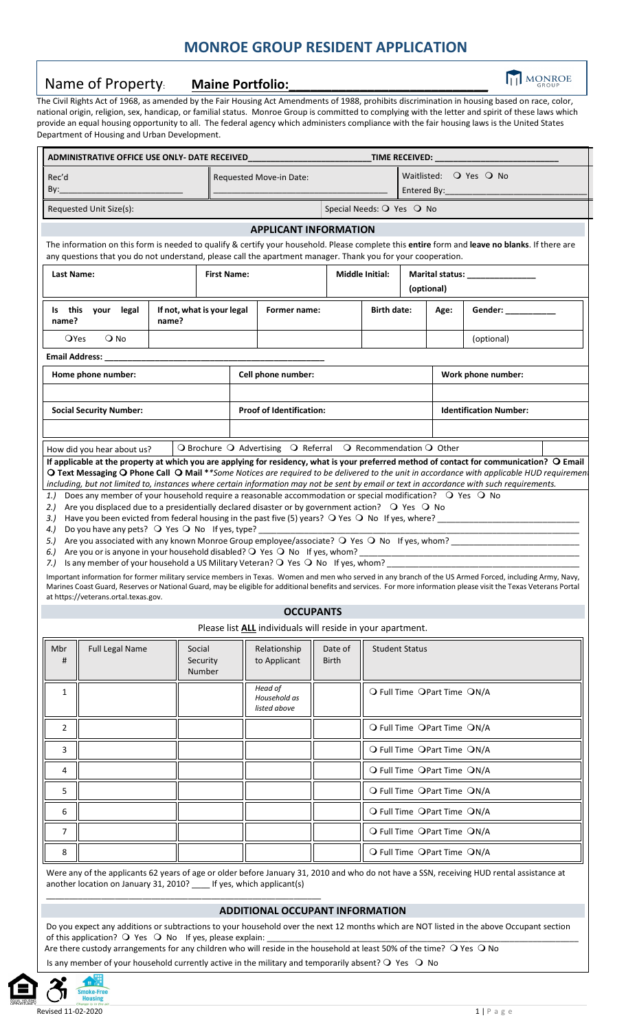# MONROE GROUP RESIDENT APPLICATION

## Name of Property: **Maine Portfolio:\_\_\_\_\_\_\_\_\_\_\_\_\_\_\_\_\_\_\_\_\_\_\_\_\_\_**

The Civil Rights Act of 1968, as amended by the Fair Housing Act Amendments of 1988, prohibits discrimination in housing based on race, color, national origin, religion, sex, handicap, or familial status. Monroe Group is committed to complying with the letter and spirit of these laws which provide an equal housing opportunity to all. The federal agency which administers compliance with the fair housing laws is the United States Department of Housing and Urban Development.

**ADMINISTRATIVE OFFICE USE ONLY- DATE RECEIVED\_\_\_\_\_\_\_\_\_\_\_\_\_\_\_\_\_\_\_\_\_\_\_\_\_\_TIME RECEIVED: \_\_\_\_\_\_\_\_\_\_\_\_\_\_\_\_\_\_\_\_\_\_\_\_\_**

| Rec'd By:\_\_\_\_\_\_\_\_\_\_\_\_\_\_\_\_\_\_\_\_\_\_\_\_\_ | Requested Move-in Date: \_\_\_\_\_\_\_\_\_\_\_\_\_\_\_\_\_\_\_\_\_\_\_\_\_\_\_\_\_\_\_\_ | Waitlisted: ❍ Yes ❍ No Entered By:\_\_\_\_\_\_\_\_\_\_\_\_\_\_\_\_\_\_\_\_\_\_ |
|---|---|---|
| Requested Unit Size(s): | | Special Needs: ❍ Yes ❍ No |

### APPLICANT INFORMATION

The information on this form is needed to qualify & certify your household. Please complete this **entire** form and **leave no blanks**. If there are any questions that you do not understand, please call the apartment manager. Thank you for your cooperation.

| Last Name: | First Name: | Middle Initial: | Marital status: \_\_\_\_\_\_\_\_\_\_\_\_\_\_\_ (optional) |
|---|---|---|---|
| | | | |

| Is this your legal name? | If not, what is your legal name? | Former name: | Birth date: | Age: | Gender: \_\_\_\_\_\_\_\_\_\_\_ |
|---|---|---|---|---|---|
| ❍Yes ❍ No | | | | | (optional) |

**Email Address:** \_\_\_\_\_\_\_\_\_\_\_\_\_\_\_\_\_\_\_\_\_\_\_\_\_\_\_\_\_\_\_\_\_\_\_\_\_\_\_\_\_\_\_\_\_\_\_\_

| Home phone number: | Cell phone number: | Work phone number: |
|---|---|---|
| | | |
| **Social Security Number:** | **Proof of Identification:** | **Identification Number:** |
| | | |

How did you hear about us? ❍ Brochure ❍ Advertising ❍ Referral ❍ Recommendation ❍ Other

**If applicable at the property at which you are applying for residency, what is your preferred method of contact for communication? ❍ Email ❍ Text Messaging ❍ Phone Call ❍ Mail** *\*Some Notices are required to be delivered to the unit in accordance with applicable HUD requirements including, but not limited to, instances where certain information may not be sent by email or text in accordance with such requirements.*

1.) Does any member of your household require a reasonable accommodation or special modification? ❍ Yes ❍ No
2.) Are you displaced due to a presidentially declared disaster or by government action? ❍ Yes ❍ No
3.) Have you been evicted from federal housing in the past five (5) years? ❍ Yes ❍ No If yes, where? \_\_\_\_\_\_\_\_\_\_\_\_\_\_\_\_\_\_\_\_\_\_\_\_\_\_\_\_\_\_
4.) Do you have any pets? ❍ Yes ❍ No If yes, type? \_\_\_\_\_\_\_\_\_\_\_\_\_\_\_\_\_\_\_\_\_\_\_\_\_\_\_\_\_\_\_\_\_\_\_\_\_\_\_\_\_\_\_\_\_\_\_\_\_\_\_\_\_\_\_\_\_\_\_\_\_\_\_
5.) Are you associated with any known Monroe Group employee/associate? ❍ Yes ❍ No If yes, whom? \_\_\_\_\_\_\_\_\_\_\_\_\_\_\_\_\_\_\_\_\_\_\_\_\_\_
6.) Are you or is anyone in your household disabled? ❍ Yes ❍ No If yes, whom? \_\_\_\_\_\_\_\_\_\_\_\_\_\_\_\_\_\_\_\_\_\_\_\_\_\_\_\_\_\_\_\_\_\_\_\_\_\_\_\_\_\_\_\_\_\_
7.) Is any member of your household a US Military Veteran? ❍ Yes ❍ No If yes, whom? \_\_\_\_\_\_\_\_\_\_\_\_\_\_\_\_\_\_\_\_\_\_\_\_\_\_\_\_\_\_\_\_\_\_\_\_\_\_\_\_

Important information for former military service members in Texas. Women and men who served in any branch of the US Armed Forced, including Army, Navy, Marines Coast Guard, Reserves or National Guard, may be eligible for additional benefits and services. For more information please visit the Texas Veterans Portal at https://veterans.ortal.texas.gov.

### OCCUPANTS

Please list **ALL** individuals will reside in your apartment.

| Mbr # | Full Legal Name | Social Security Number | Relationship to Applicant | Date of Birth | Student Status |
|---|---|---|---|---|---|
| 1 | | | *Head of Household as listed above* | | ❍ Full Time ❍Part Time ❍N/A |
| 2 | | | | | ❍ Full Time ❍Part Time ❍N/A |
| 3 | | | | | ❍ Full Time ❍Part Time ❍N/A |
| 4 | | | | | ❍ Full Time ❍Part Time ❍N/A |
| 5 | | | | | ❍ Full Time ❍Part Time ❍N/A |
| 6 | | | | | ❍ Full Time ❍Part Time ❍N/A |
| 7 | | | | | ❍ Full Time ❍Part Time ❍N/A |
| 8 | | | | | ❍ Full Time ❍Part Time ❍N/A |

Were any of the applicants 62 years of age or older before January 31, 2010 and who do not have a SSN, receiving HUD rental assistance at another location on January 31, 2010? \_\_\_\_ If yes, which applicant(s) \_\_\_\_\_\_\_\_\_\_\_\_\_\_\_\_\_\_\_\_\_\_\_\_\_\_\_\_\_\_\_\_\_\_\_\_\_\_\_\_\_\_\_\_\_\_\_\_\_\_\_\_\_\_\_\_\_\_\_\_

### ADDITIONAL OCCUPANT INFORMATION

Do you expect any additions or subtractions to your household over the next 12 months which are NOT listed in the above Occupant section of this application? ❍ Yes ❍ No If yes, please explain: \_\_\_\_\_\_\_\_\_\_\_\_\_\_\_\_\_\_\_\_\_\_\_\_\_\_\_\_\_\_\_\_\_\_\_\_\_\_\_\_\_\_\_\_\_\_\_\_\_\_\_\_\_\_\_\_\_\_\_\_\_\_\_\_\_\_

Are there custody arrangements for any children who will reside in the household at least 50% of the time? ❍ Yes ❍ No

Is any member of your household currently active in the military and temporarily absent? ❍ Yes ❍ No

Revised 11-02-2020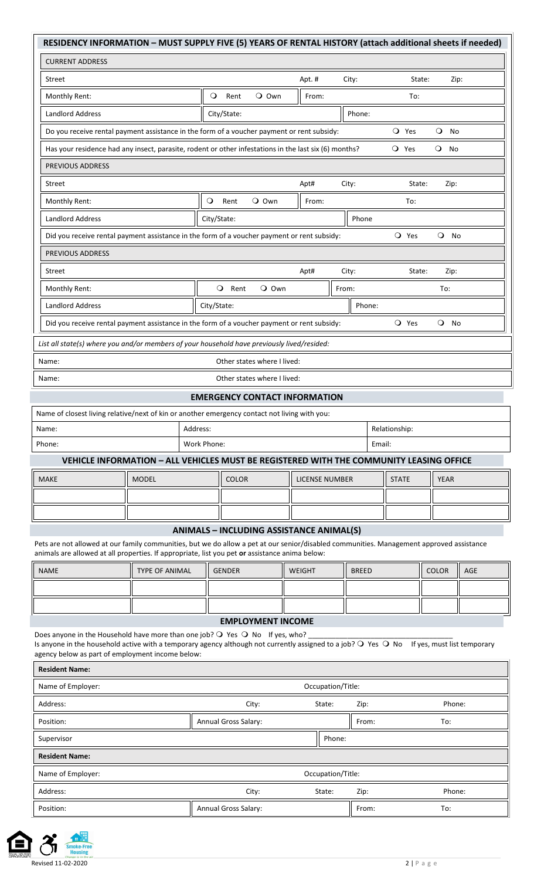## RESIDENCY INFORMATION – MUST SUPPLY FIVE (5) YEARS OF RENTAL HISTORY (attach additional sheets if needed)

**CURRENT ADDRESS**

| | | | | |
|---|---|---|---|---|
| Street | | Apt. # | City: | State: Zip: |
| Monthly Rent: | ❍ Rent ❍ Own | From: | | To: |
| Landlord Address | City/State: | | Phone: | |

Do you receive rental payment assistance in the form of a voucher payment or rent subsidy: ❍ Yes ❍ No

Has your residence had any insect, parasite, rodent or other infestations in the last six (6) months? ❍ Yes ❍ No

**PREVIOUS ADDRESS**

| | | | | |
|---|---|---|---|---|
| Street | | Apt# | City: | State: Zip: |
| Monthly Rent: | ❍ Rent ❍ Own | From: | | To: |
| Landlord Address | City/State: | | Phone | |

Did you receive rental payment assistance in the form of a voucher payment or rent subsidy: ❍ Yes ❍ No

**PREVIOUS ADDRESS**

| | | | | |
|---|---|---|---|---|
| Street | | Apt# | City: | State: Zip: |
| Monthly Rent: | ❍ Rent ❍ Own | From: | | To: |
| Landlord Address | City/State: | | Phone: | |

Did you receive rental payment assistance in the form of a voucher payment or rent subsidy: ❍ Yes ❍ No

*List all state(s) where you and/or members of your household have previously lived/resided:*

| | |
|---|---|
| Name: | Other states where I lived: |
| Name: | Other states where I lived: |

## EMERGENCY CONTACT INFORMATION

Name of closest living relative/next of kin or another emergency contact not living with you:

| | | |
|---|---|---|
| Name: | Address: | Relationship: |
| Phone: | Work Phone: | Email: |

## VEHICLE INFORMATION – ALL VEHICLES MUST BE REGISTERED WITH THE COMMUNITY LEASING OFFICE

| MAKE | MODEL | COLOR | LICENSE NUMBER | STATE | YEAR |
|---|---|---|---|---|---|
| | | | | | |
| | | | | | |

## ANIMALS – INCLUDING ASSISTANCE ANIMAL(S)

Pets are not allowed at our family communities, but we do allow a pet at our senior/disabled communities. Management approved assistance animals are allowed at all properties. If appropriate, list you pet **or** assistance anima below:

| NAME | TYPE OF ANIMAL | GENDER | WEIGHT | BREED | COLOR | AGE |
|---|---|---|---|---|---|---|
| | | | | | | |
| | | | | | | |

## EMPLOYMENT INCOME

Does anyone in the Household have more than one job? ❍ Yes ❍ No If yes, who? ______________________________________

Is anyone in the household active with a temporary agency although not currently assigned to a job? ❍ Yes ❍ No If yes, must list temporary agency below as part of employment income below:

**Resident Name:**

| | | | | |
|---|---|---|---|---|
| Name of Employer: | | Occupation/Title: | | |
| Address: | City: | State: | Zip: | Phone: |
| Position: | Annual Gross Salary: | | From: | To: |
| Supervisor | | Phone: | | |

**Resident Name:**

| | | | | |
|---|---|---|---|---|
| Name of Employer: | | Occupation/Title: | | |
| Address: | City: | State: | Zip: | Phone: |
| Position: | Annual Gross Salary: | | From: | To: |

Revised 11-02-2020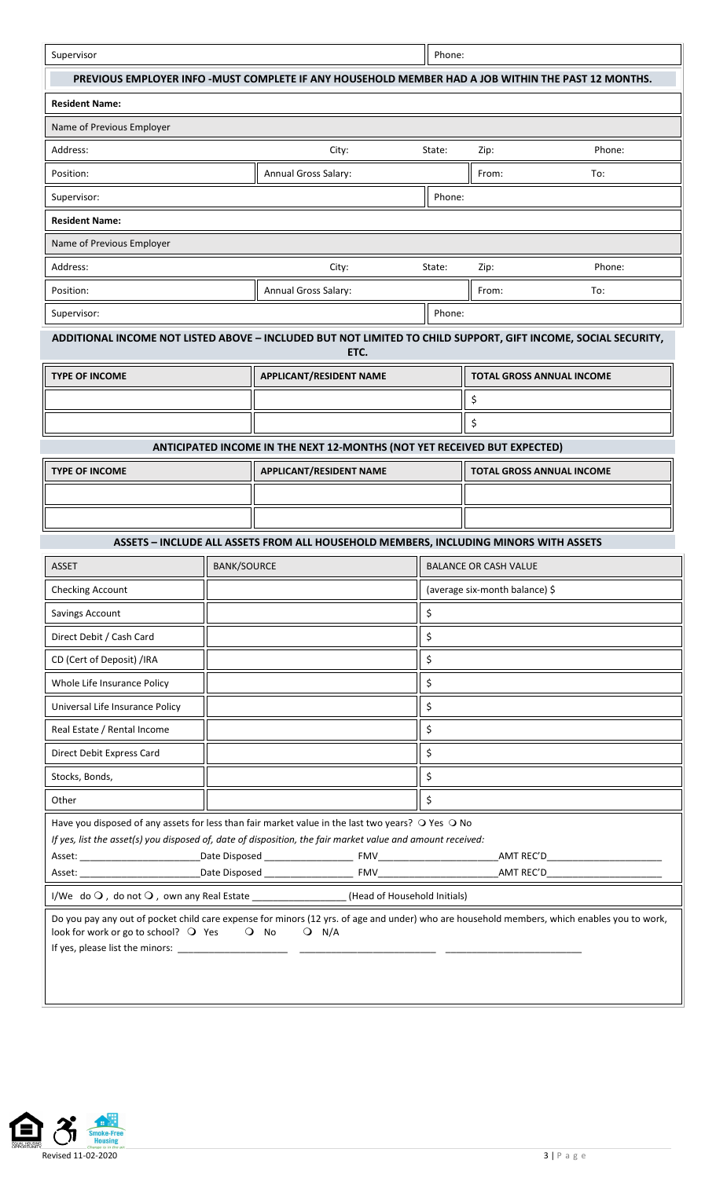| Supervisor | | | Phone: | | |
|---|---|---|---|---|---|

**PREVIOUS EMPLOYER INFO -MUST COMPLETE IF ANY HOUSEHOLD MEMBER HAD A JOB WITHIN THE PAST 12 MONTHS.**

| **Resident Name:** | | | | | |
|---|---|---|---|---|---|
| Name of Previous Employer | | | | | |
| Address: | City: | State: | Zip: | | Phone: |
| Position: | Annual Gross Salary: | | From: | | To: |
| Supervisor: | | Phone: | | | |
| **Resident Name:** | | | | | |
| Name of Previous Employer | | | | | |
| Address: | City: | State: | Zip: | | Phone: |
| Position: | Annual Gross Salary: | | From: | | To: |
| Supervisor: | | Phone: | | | |

**ADDITIONAL INCOME NOT LISTED ABOVE – INCLUDED BUT NOT LIMITED TO CHILD SUPPORT, GIFT INCOME, SOCIAL SECURITY, ETC.**

| TYPE OF INCOME | APPLICANT/RESIDENT NAME | TOTAL GROSS ANNUAL INCOME |
|---|---|---|
| | | $ |
| | | $ |

**ANTICIPATED INCOME IN THE NEXT 12-MONTHS (NOT YET RECEIVED BUT EXPECTED)**

| TYPE OF INCOME | APPLICANT/RESIDENT NAME | TOTAL GROSS ANNUAL INCOME |
|---|---|---|
| | | |
| | | |

**ASSETS – INCLUDE ALL ASSETS FROM ALL HOUSEHOLD MEMBERS, INCLUDING MINORS WITH ASSETS**

| ASSET | BANK/SOURCE | BALANCE OR CASH VALUE |
|---|---|---|
| Checking Account | | (average six-month balance) $ |
| Savings Account | | $ |
| Direct Debit / Cash Card | | $ |
| CD (Cert of Deposit) /IRA | | $ |
| Whole Life Insurance Policy | | $ |
| Universal Life Insurance Policy | | $ |
| Real Estate / Rental Income | | $ |
| Direct Debit Express Card | | $ |
| Stocks, Bonds, | | $ |
| Other | | $ |

Have you disposed of any assets for less than fair market value in the last two years? ❍ Yes ❍ No

*If yes, list the asset(s) you disposed of, date of disposition, the fair market value and amount received:*

Asset: _______________________Date Disposed ________________ FMV______________________AMT REC'D_____________________

Asset: _______________________Date Disposed ________________ FMV______________________AMT REC'D_____________________

I/We do ❍ , do not ❍ , own any Real Estate _________________(Head of Household Initials)

Do you pay any out of pocket child care expense for minors (12 yrs. of age and under) who are household members, which enables you to work, look for work or go to school? ❍ Yes ❍ No ❍ N/A

If yes, please list the minors: ____________________ ________________________ ________________________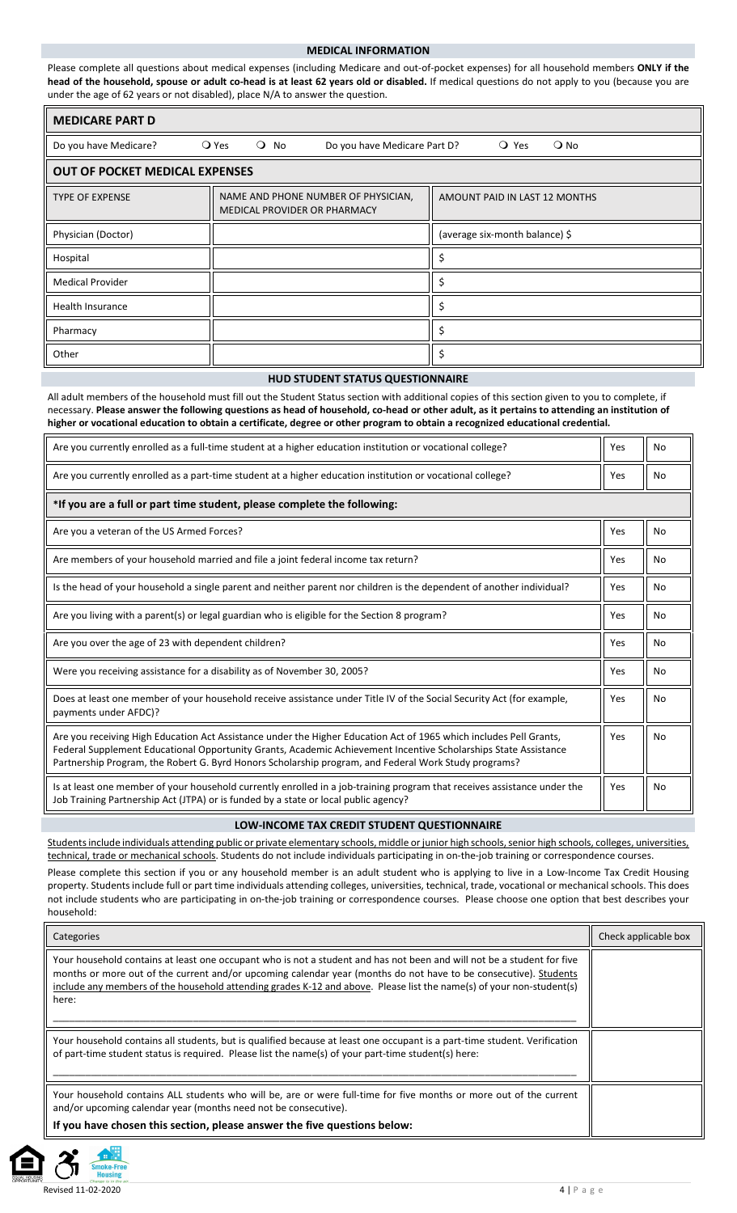## MEDICAL INFORMATION

Please complete all questions about medical expenses (including Medicare and out-of-pocket expenses) for all household members **ONLY if the head of the household, spouse or adult co-head is at least 62 years old or disabled.** If medical questions do not apply to you (because you are under the age of 62 years or not disabled), place N/A to answer the question.

| MEDICARE PART D | | |
|---|---|---|
| Do you have Medicare? ❍ Yes ❍ No | Do you have Medicare Part D? ❍ Yes ❍ No | |
| **OUT OF POCKET MEDICAL EXPENSES** | | |
| TYPE OF EXPENSE | NAME AND PHONE NUMBER OF PHYSICIAN, MEDICAL PROVIDER OR PHARMACY | AMOUNT PAID IN LAST 12 MONTHS |
| Physician (Doctor) | | (average six-month balance) $ |
| Hospital | | $ |
| Medical Provider | | $ |
| Health Insurance | | $ |
| Pharmacy | | $ |
| Other | | $ |

## HUD STUDENT STATUS QUESTIONNAIRE

All adult members of the household must fill out the Student Status section with additional copies of this section given to you to complete, if necessary. **Please answer the following questions as head of household, co-head or other adult, as it pertains to attending an institution of higher or vocational education to obtain a certificate, degree or other program to obtain a recognized educational credential.**

| Question | | |
|---|---|---|
| Are you currently enrolled as a full-time student at a higher education institution or vocational college? | Yes | No |
| Are you currently enrolled as a part-time student at a higher education institution or vocational college? | Yes | No |
| ***If you are a full or part time student, please complete the following:** | | |
| Are you a veteran of the US Armed Forces? | Yes | No |
| Are members of your household married and file a joint federal income tax return? | Yes | No |
| Is the head of your household a single parent and neither parent nor children is the dependent of another individual? | Yes | No |
| Are you living with a parent(s) or legal guardian who is eligible for the Section 8 program? | Yes | No |
| Are you over the age of 23 with dependent children? | Yes | No |
| Were you receiving assistance for a disability as of November 30, 2005? | Yes | No |
| Does at least one member of your household receive assistance under Title IV of the Social Security Act (for example, payments under AFDC)? | Yes | No |
| Are you receiving High Education Act Assistance under the Higher Education Act of 1965 which includes Pell Grants, Federal Supplement Educational Opportunity Grants, Academic Achievement Incentive Scholarships State Assistance Partnership Program, the Robert G. Byrd Honors Scholarship program, and Federal Work Study programs? | Yes | No |
| Is at least one member of your household currently enrolled in a job-training program that receives assistance under the Job Training Partnership Act (JTPA) or is funded by a state or local public agency? | Yes | No |

## LOW-INCOME TAX CREDIT STUDENT QUESTIONNAIRE

Students include individuals attending public or private elementary schools, middle or junior high schools, senior high schools, colleges, universities, technical, trade or mechanical schools. Students do not include individuals participating in on-the-job training or correspondence courses.

Please complete this section if you or any household member is an adult student who is applying to live in a Low-Income Tax Credit Housing property. Students include full or part time individuals attending colleges, universities, technical, trade, vocational or mechanical schools. This does not include students who are participating in on-the-job training or correspondence courses. Please choose one option that best describes your household:

| Categories | Check applicable box |
|---|---|
| Your household contains at least one occupant who is not a student and has not been and will not be a student for five months or more out of the current and/or upcoming calendar year (months do not have to be consecutive). Students include any members of the household attending grades K-12 and above. Please list the name(s) of your non-student(s) here: ____________________ | |
| Your household contains all students, but is qualified because at least one occupant is a part-time student. Verification of part-time student status is required. Please list the name(s) of your part-time student(s) here: ____________________ | |
| Your household contains ALL students who will be, are or were full-time for five months or more out of the current and/or upcoming calendar year (months need not be consecutive). **If you have chosen this section, please answer the five questions below:** | |

Revised 11-02-2020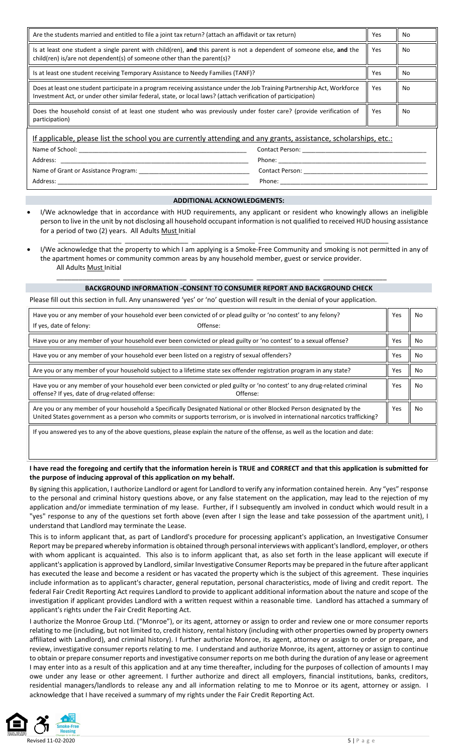| | | |
|---|---|---|
| Are the students married and entitled to file a joint tax return? (attach an affidavit or tax return) | Yes | No |
| Is at least one student a single parent with child(ren), **and** this parent is not a dependent of someone else, **and** the child(ren) is/are not dependent(s) of someone other than the parent(s)? | Yes | No |
| Is at least one student receiving Temporary Assistance to Needy Families (TANF)? | Yes | No |
| Does at least one student participate in a program receiving assistance under the Job Training Partnership Act, Workforce Investment Act, or under other similar federal, state, or local laws? (attach verification of participation) | Yes | No |
| Does the household consist of at least one student who was previously under foster care? (provide verification of participation) | Yes | No |

If applicable, please list the school you are currently attending and any grants, assistance, scholarships, etc.:

Name of School: ______________________________ Contact Person: ______________________________

Address: ______________________________ Phone: ______________________________

Name of Grant or Assistance Program: ______________________________ Contact Person: ______________________________

Address: ______________________________ Phone: ______________________________

## ADDITIONAL ACKNOWLEDGMENTS:

- I/We acknowledge that in accordance with HUD requirements, any applicant or resident who knowingly allows an ineligible person to live in the unit by not disclosing all household occupant information is not qualified to received HUD housing assistance for a period of two (2) years. All Adults Must Initial

  ________________ ________________ ________________ ________________ ________________

- I/We acknowledge that the property to which I am applying is a Smoke-Free Community and smoking is not permitted in any of the apartment homes or community common areas by any household member, guest or service provider.
  All Adults Must Initial

  ________________ ________________ ________________ ________________ ________________

## BACKGROUND INFORMATION -CONSENT TO CONSUMER REPORT AND BACKGROUND CHECK

Please fill out this section in full. Any unanswered 'yes' or 'no' question will result in the denial of your application.

| | | |
|---|---|---|
| Have you or any member of your household ever been convicted of or plead guilty or 'no contest' to any felony?<br>If yes, date of felony: Offense: | Yes | No |
| Have you or any member of your household ever been convicted or plead guilty or 'no contest' to a sexual offense? | Yes | No |
| Have you or any member of your household ever been listed on a registry of sexual offenders? | Yes | No |
| Are you or any member of your household subject to a lifetime state sex offender registration program in any state? | Yes | No |
| Have you or any member of your household ever been convicted or pled guilty or 'no contest' to any drug-related criminal offense? If yes, date of drug-related offense: Offense: | Yes | No |
| Are you or any member of your household a Specifically Designated National or other Blocked Person designated by the United States government as a person who commits or supports terrorism, or is involved in international narcotics trafficking? | Yes | No |

If you answered yes to any of the above questions, please explain the nature of the offense, as well as the location and date:

**I have read the foregoing and certify that the information herein is TRUE and CORRECT and that this application is submitted for the purpose of inducing approval of this application on my behalf.**

By signing this application, I authorize Landlord or agent for Landlord to verify any information contained herein. Any "yes" response to the personal and criminal history questions above, or any false statement on the application, may lead to the rejection of my application and/or immediate termination of my lease. Further, if I subsequently am involved in conduct which would result in a "yes" response to any of the questions set forth above (even after I sign the lease and take possession of the apartment unit), I understand that Landlord may terminate the Lease.

This is to inform applicant that, as part of Landlord's procedure for processing applicant's application, an Investigative Consumer Report may be prepared whereby information is obtained through personal interviews with applicant's landlord, employer, or others with whom applicant is acquainted. This also is to inform applicant that, as also set forth in the lease applicant will execute if applicant's application is approved by Landlord, similar Investigative Consumer Reports may be prepared in the future after applicant has executed the lease and become a resident or has vacated the property which is the subject of this agreement. These inquiries include information as to applicant's character, general reputation, personal characteristics, mode of living and credit report. The federal Fair Credit Reporting Act requires Landlord to provide to applicant additional information about the nature and scope of the investigation if applicant provides Landlord with a written request within a reasonable time. Landlord has attached a summary of applicant's rights under the Fair Credit Reporting Act.

I authorize the Monroe Group Ltd. ("Monroe"), or its agent, attorney or assign to order and review one or more consumer reports relating to me (including, but not limited to, credit history, rental history (including with other properties owned by property owners affiliated with Landlord), and criminal history). I further authorize Monroe, its agent, attorney or assign to order or prepare, and review, investigative consumer reports relating to me. I understand and authorize Monroe, its agent, attorney or assign to continue to obtain or prepare consumer reports and investigative consumer reports on me both during the duration of any lease or agreement I may enter into as a result of this application and at any time thereafter, including for the purposes of collection of amounts I may owe under any lease or other agreement. I further authorize and direct all employers, financial institutions, banks, creditors, residential managers/landlords to release any and all information relating to me to Monroe or its agent, attorney or assign. I acknowledge that I have received a summary of my rights under the Fair Credit Reporting Act.

Revised 11-02-2020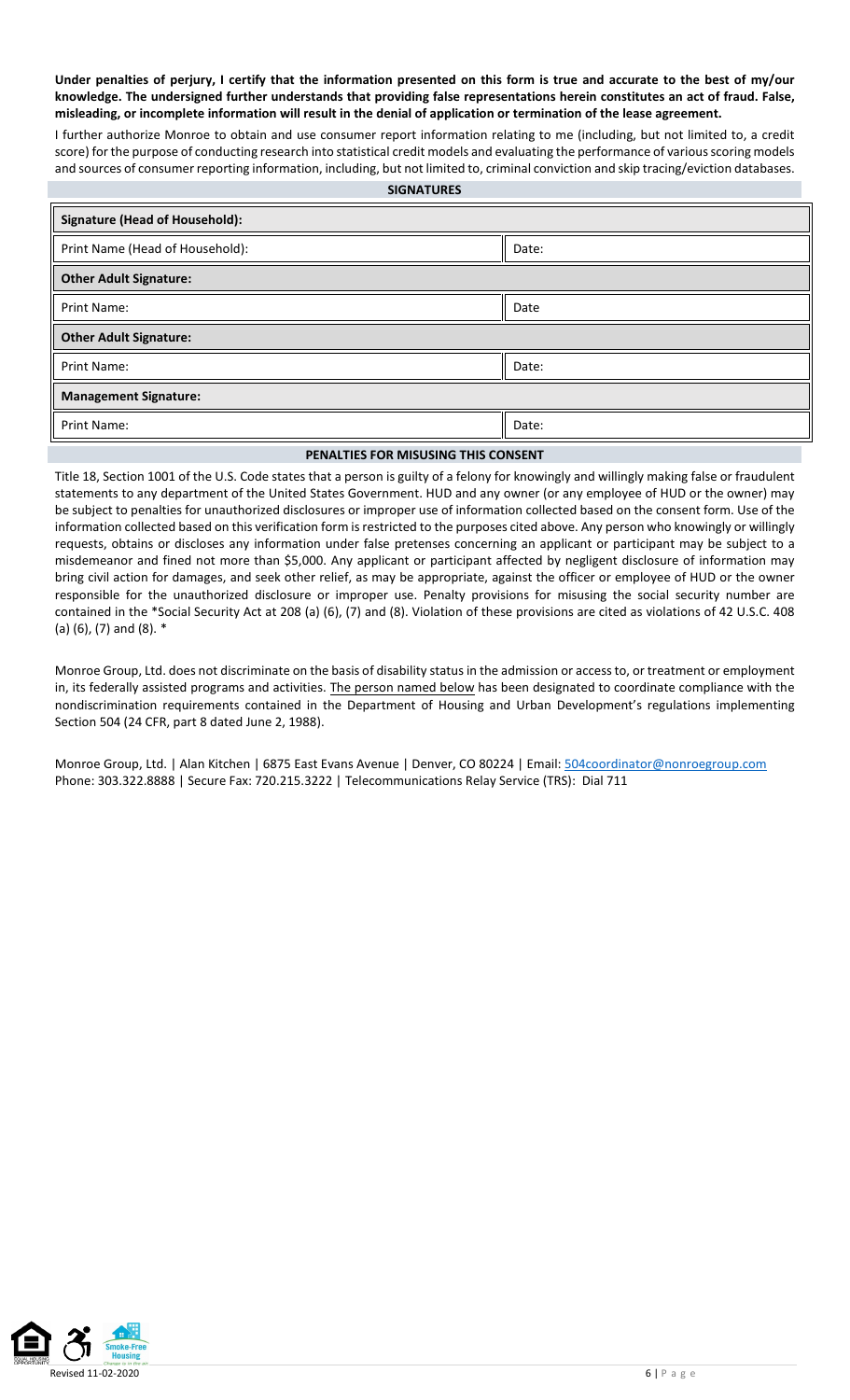**Under penalties of perjury, I certify that the information presented on this form is true and accurate to the best of my/our knowledge. The undersigned further understands that providing false representations herein constitutes an act of fraud. False, misleading, or incomplete information will result in the denial of application or termination of the lease agreement.**

I further authorize Monroe to obtain and use consumer report information relating to me (including, but not limited to, a credit score) for the purpose of conducting research into statistical credit models and evaluating the performance of various scoring models and sources of consumer reporting information, including, but not limited to, criminal conviction and skip tracing/eviction databases.

## SIGNATURES

| **Signature (Head of Household):** | |
|---|---|
| Print Name (Head of Household): | Date: |
| **Other Adult Signature:** | |
| Print Name: | Date |
| **Other Adult Signature:** | |
| Print Name: | Date: |
| **Management Signature:** | |
| Print Name: | Date: |

## PENALTIES FOR MISUSING THIS CONSENT

Title 18, Section 1001 of the U.S. Code states that a person is guilty of a felony for knowingly and willingly making false or fraudulent statements to any department of the United States Government. HUD and any owner (or any employee of HUD or the owner) may be subject to penalties for unauthorized disclosures or improper use of information collected based on the consent form. Use of the information collected based on this verification form is restricted to the purposes cited above. Any person who knowingly or willingly requests, obtains or discloses any information under false pretenses concerning an applicant or participant may be subject to a misdemeanor and fined not more than $5,000. Any applicant or participant affected by negligent disclosure of information may bring civil action for damages, and seek other relief, as may be appropriate, against the officer or employee of HUD or the owner responsible for the unauthorized disclosure or improper use. Penalty provisions for misusing the social security number are contained in the *Social Security Act at 208 (a) (6), (7) and (8). Violation of these provisions are cited as violations of 42 U.S.C. 408 (a) (6), (7) and (8). *

Monroe Group, Ltd. does not discriminate on the basis of disability status in the admission or access to, or treatment or employment in, its federally assisted programs and activities. The person named below has been designated to coordinate compliance with the nondiscrimination requirements contained in the Department of Housing and Urban Development's regulations implementing Section 504 (24 CFR, part 8 dated June 2, 1988).

Monroe Group, Ltd. | Alan Kitchen | 6875 East Evans Avenue | Denver, CO 80224 | Email: 504coordinator@nonroegroup.com
Phone: 303.322.8888 | Secure Fax: 720.215.3222 | Telecommunications Relay Service (TRS): Dial 711

Revised 11-02-2020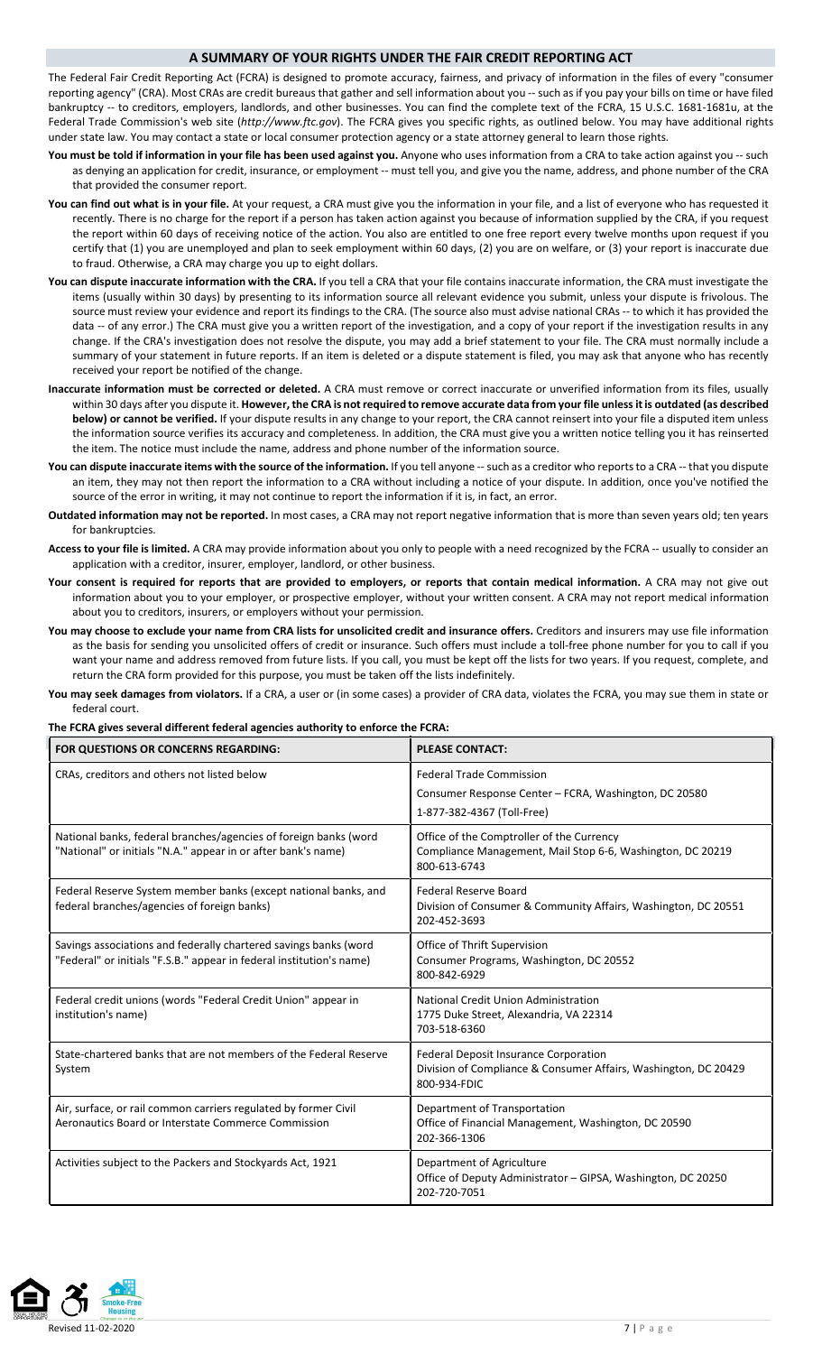## A SUMMARY OF YOUR RIGHTS UNDER THE FAIR CREDIT REPORTING ACT

The Federal Fair Credit Reporting Act (FCRA) is designed to promote accuracy, fairness, and privacy of information in the files of every "consumer reporting agency" (CRA). Most CRAs are credit bureaus that gather and sell information about you -- such as if you pay your bills on time or have filed bankruptcy -- to creditors, employers, landlords, and other businesses. You can find the complete text of the FCRA, 15 U.S.C. 1681-1681u, at the Federal Trade Commission's web site (*http://www.ftc.gov*). The FCRA gives you specific rights, as outlined below. You may have additional rights under state law. You may contact a state or local consumer protection agency or a state attorney general to learn those rights.

- **You must be told if information in your file has been used against you.** Anyone who uses information from a CRA to take action against you -- such as denying an application for credit, insurance, or employment -- must tell you, and give you the name, address, and phone number of the CRA that provided the consumer report.
- **You can find out what is in your file.** At your request, a CRA must give you the information in your file, and a list of everyone who has requested it recently. There is no charge for the report if a person has taken action against you because of information supplied by the CRA, if you request the report within 60 days of receiving notice of the action. You also are entitled to one free report every twelve months upon request if you certify that (1) you are unemployed and plan to seek employment within 60 days, (2) you are on welfare, or (3) your report is inaccurate due to fraud. Otherwise, a CRA may charge you up to eight dollars.
- **You can dispute inaccurate information with the CRA.** If you tell a CRA that your file contains inaccurate information, the CRA must investigate the items (usually within 30 days) by presenting to its information source all relevant evidence you submit, unless your dispute is frivolous. The source must review your evidence and report its findings to the CRA. (The source also must advise national CRAs -- to which it has provided the data -- of any error.) The CRA must give you a written report of the investigation, and a copy of your report if the investigation results in any change. If the CRA's investigation does not resolve the dispute, you may add a brief statement to your file. The CRA must normally include a summary of your statement in future reports. If an item is deleted or a dispute statement is filed, you may ask that anyone who has recently received your report be notified of the change.
- **Inaccurate information must be corrected or deleted.** A CRA must remove or correct inaccurate or unverified information from its files, usually within 30 days after you dispute it. **However, the CRA is not required to remove accurate data from your file unless it is outdated (as described below) or cannot be verified.** If your dispute results in any change to your report, the CRA cannot reinsert into your file a disputed item unless the information source verifies its accuracy and completeness. In addition, the CRA must give you a written notice telling you it has reinserted the item. The notice must include the name, address and phone number of the information source.
- **You can dispute inaccurate items with the source of the information.** If you tell anyone -- such as a creditor who reports to a CRA -- that you dispute an item, they may not then report the information to a CRA without including a notice of your dispute. In addition, once you've notified the source of the error in writing, it may not continue to report the information if it is, in fact, an error.
- **Outdated information may not be reported.** In most cases, a CRA may not report negative information that is more than seven years old; ten years for bankruptcies.
- **Access to your file is limited.** A CRA may provide information about you only to people with a need recognized by the FCRA -- usually to consider an application with a creditor, insurer, employer, landlord, or other business.
- **Your consent is required for reports that are provided to employers, or reports that contain medical information.** A CRA may not give out information about you to your employer, or prospective employer, without your written consent. A CRA may not report medical information about you to creditors, insurers, or employers without your permission.
- **You may choose to exclude your name from CRA lists for unsolicited credit and insurance offers.** Creditors and insurers may use file information as the basis for sending you unsolicited offers of credit or insurance. Such offers must include a toll-free phone number for you to call if you want your name and address removed from future lists. If you call, you must be kept off the lists for two years. If you request, complete, and return the CRA form provided for this purpose, you must be taken off the lists indefinitely.
- **You may seek damages from violators.** If a CRA, a user or (in some cases) a provider of CRA data, violates the FCRA, you may sue them in state or federal court.

**The FCRA gives several different federal agencies authority to enforce the FCRA:**

| FOR QUESTIONS OR CONCERNS REGARDING: | PLEASE CONTACT: |
|---|---|
| CRAs, creditors and others not listed below | Federal Trade Commission<br>Consumer Response Center – FCRA, Washington, DC 20580<br>1-877-382-4367 (Toll-Free) |
| National banks, federal branches/agencies of foreign banks (word "National" or initials "N.A." appear in or after bank's name) | Office of the Comptroller of the Currency<br>Compliance Management, Mail Stop 6-6, Washington, DC 20219<br>800-613-6743 |
| Federal Reserve System member banks (except national banks, and federal branches/agencies of foreign banks) | Federal Reserve Board<br>Division of Consumer & Community Affairs, Washington, DC 20551<br>202-452-3693 |
| Savings associations and federally chartered savings banks (word "Federal" or initials "F.S.B." appear in federal institution's name) | Office of Thrift Supervision<br>Consumer Programs, Washington, DC 20552<br>800-842-6929 |
| Federal credit unions (words "Federal Credit Union" appear in institution's name) | National Credit Union Administration<br>1775 Duke Street, Alexandria, VA 22314<br>703-518-6360 |
| State-chartered banks that are not members of the Federal Reserve System | Federal Deposit Insurance Corporation<br>Division of Compliance & Consumer Affairs, Washington, DC 20429<br>800-934-FDIC |
| Air, surface, or rail common carriers regulated by former Civil Aeronautics Board or Interstate Commerce Commission | Department of Transportation<br>Office of Financial Management, Washington, DC 20590<br>202-366-1306 |
| Activities subject to the Packers and Stockyards Act, 1921 | Department of Agriculture<br>Office of Deputy Administrator – GIPSA, Washington, DC 20250<br>202-720-7051 |

Revised 11-02-2020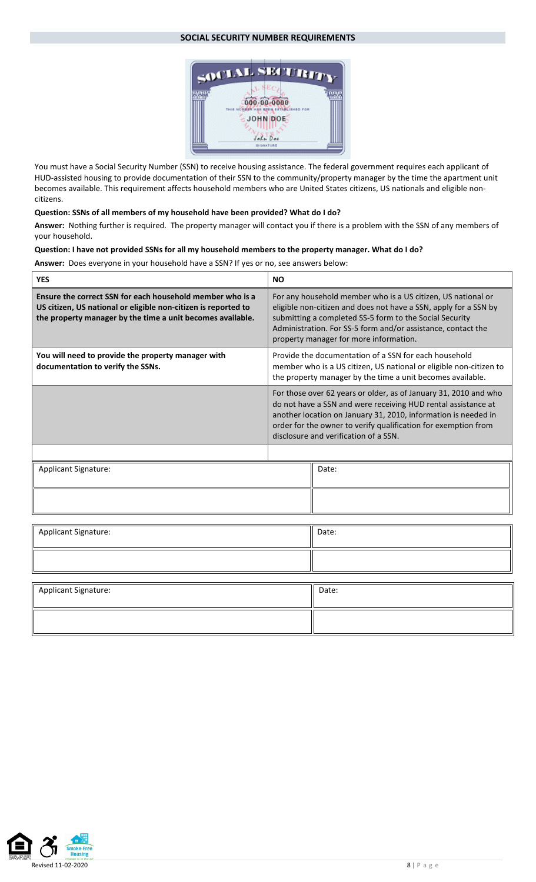## SOCIAL SECURITY NUMBER REQUIREMENTS

You must have a Social Security Number (SSN) to receive housing assistance. The federal government requires each applicant of HUD-assisted housing to provide documentation of their SSN to the community/property manager by the time the apartment unit becomes available. This requirement affects household members who are United States citizens, US nationals and eligible non-citizens.

**Question: SSNs of all members of my household have been provided? What do I do?**

**Answer:** Nothing further is required. The property manager will contact you if there is a problem with the SSN of any members of your household.

**Question: I have not provided SSNs for all my household members to the property manager. What do I do?**

**Answer:** Does everyone in your household have a SSN? If yes or no, see answers below:

| YES | NO |
|---|---|
| **Ensure the correct SSN for each household member who is a US citizen, US national or eligible non-citizen is reported to the property manager by the time a unit becomes available.** | For any household member who is a US citizen, US national or eligible non-citizen and does not have a SSN, apply for a SSN by submitting a completed SS-5 form to the Social Security Administration. For SS-5 form and/or assistance, contact the property manager for more information. |
| **You will need to provide the property manager with documentation to verify the SSNs.** | Provide the documentation of a SSN for each household member who is a US citizen, US national or eligible non-citizen to the property manager by the time a unit becomes available. |
| | For those over 62 years or older, as of January 31, 2010 and who do not have a SSN and were receiving HUD rental assistance at another location on January 31, 2010, information is needed in order for the owner to verify qualification for exemption from disclosure and verification of a SSN. |
| | |

| Applicant Signature: | Date: |
|---|---|
| | |

| Applicant Signature: | Date: |
|---|---|
| | |

| Applicant Signature: | Date: |
|---|---|
| | |

Revised 11-02-2020